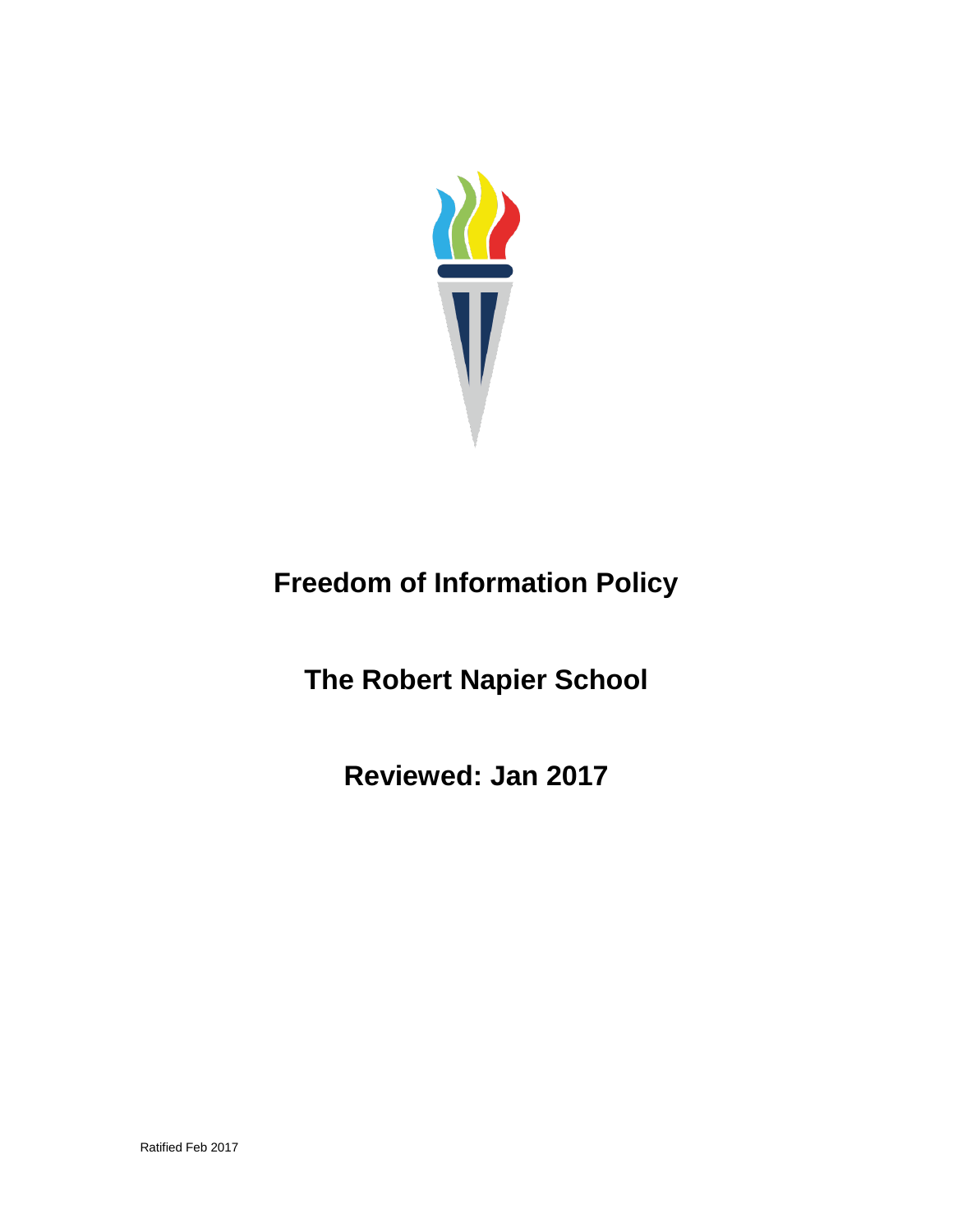# Freedom of Information Policy

## The Robert Napier School

## Reviewed: Jan 2017

Ratified Feb 2017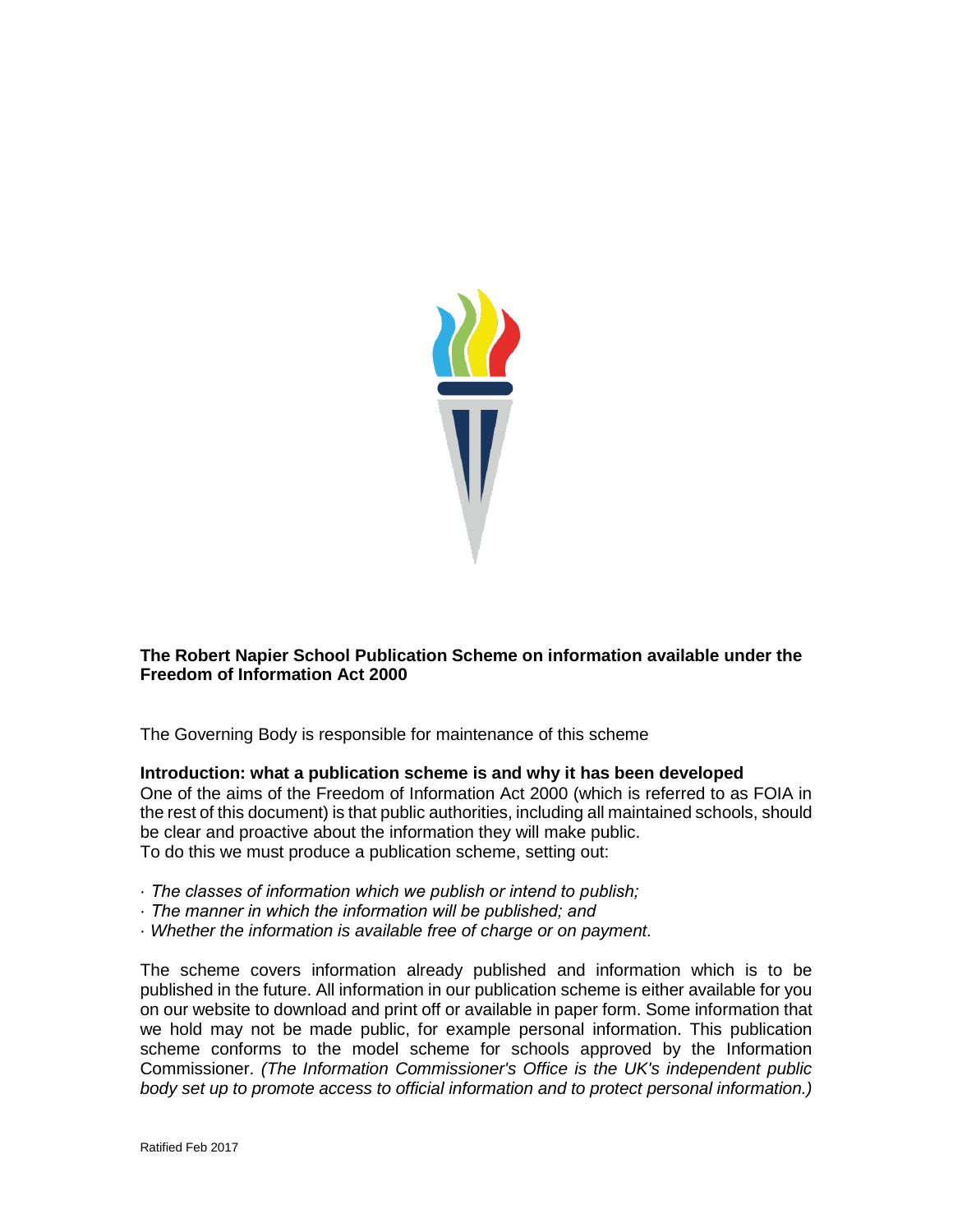**The Robert Napier School Publication Scheme on information available under the Freedom of Information Act 2000**

The Governing Body is responsible for maintenance of this scheme

**Introduction: what a publication scheme is and why it has been developed**

One of the aims of the Freedom of Information Act 2000 (which is referred to as FOIA in the rest of this document) is that public authorities, including all maintained schools, should be clear and proactive about the information they will make public.
To do this we must produce a publication scheme, setting out:

- *The classes of information which we publish or intend to publish;*
- *The manner in which the information will be published; and*
- *Whether the information is available free of charge or on payment.*

The scheme covers information already published and information which is to be published in the future. All information in our publication scheme is either available for you on our website to download and print off or available in paper form. Some information that we hold may not be made public, for example personal information. This publication scheme conforms to the model scheme for schools approved by the Information Commissioner. *(The Information Commissioner's Office is the UK's independent public body set up to promote access to official information and to protect personal information.)*

Ratified Feb 2017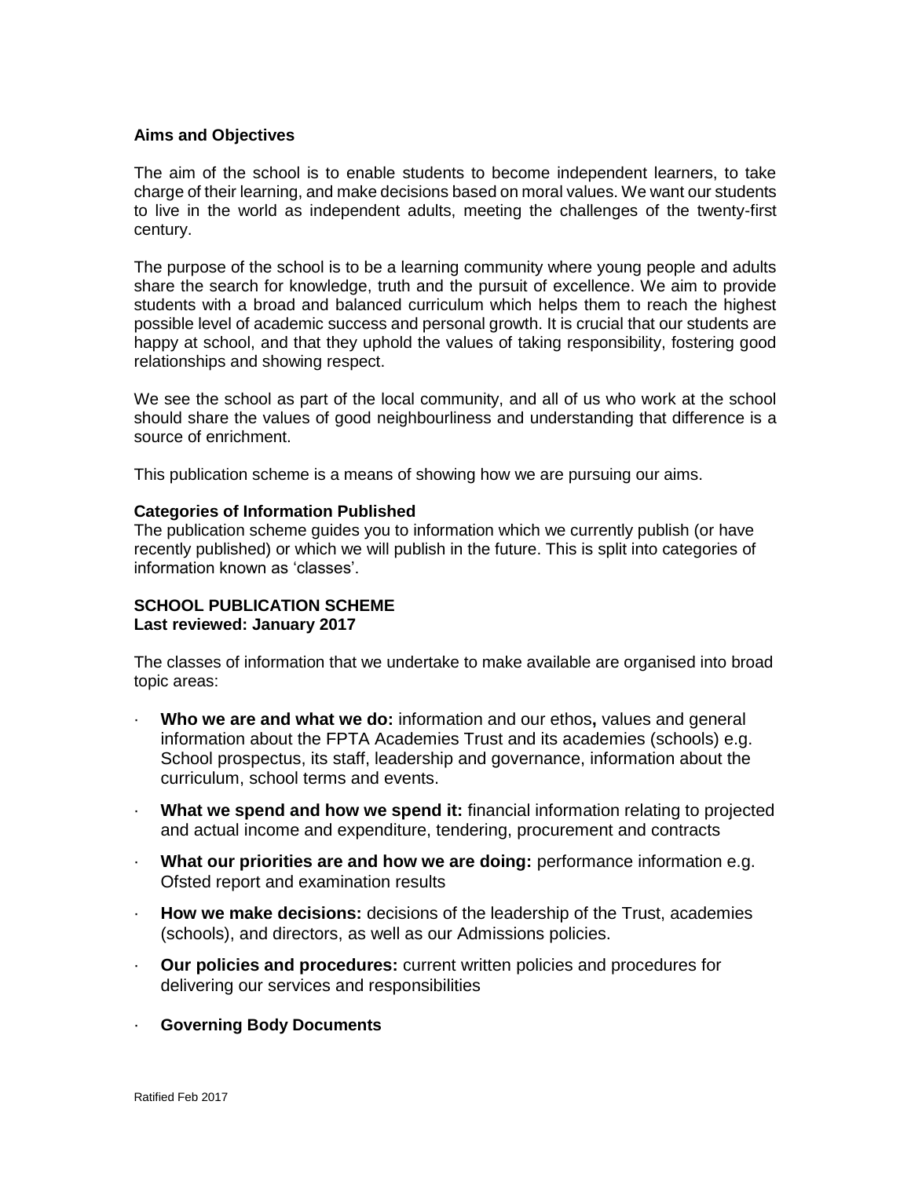**Aims and Objectives**

The aim of the school is to enable students to become independent learners, to take charge of their learning, and make decisions based on moral values. We want our students to live in the world as independent adults, meeting the challenges of the twenty-first century.

The purpose of the school is to be a learning community where young people and adults share the search for knowledge, truth and the pursuit of excellence. We aim to provide students with a broad and balanced curriculum which helps them to reach the highest possible level of academic success and personal growth. It is crucial that our students are happy at school, and that they uphold the values of taking responsibility, fostering good relationships and showing respect.

We see the school as part of the local community, and all of us who work at the school should share the values of good neighbourliness and understanding that difference is a source of enrichment.

This publication scheme is a means of showing how we are pursuing our aims.

**Categories of Information Published**

The publication scheme guides you to information which we currently publish (or have recently published) or which we will publish in the future. This is split into categories of information known as 'classes'.

**SCHOOL PUBLICATION SCHEME**
**Last reviewed: January 2017**

The classes of information that we undertake to make available are organised into broad topic areas:

- **Who we are and what we do:** information and our ethos**,** values and general information about the FPTA Academies Trust and its academies (schools) e.g. School prospectus, its staff, leadership and governance, information about the curriculum, school terms and events.
- **What we spend and how we spend it:** financial information relating to projected and actual income and expenditure, tendering, procurement and contracts
- **What our priorities are and how we are doing:** performance information e.g. Ofsted report and examination results
- **How we make decisions:** decisions of the leadership of the Trust, academies (schools), and directors, as well as our Admissions policies.
- **Our policies and procedures:** current written policies and procedures for delivering our services and responsibilities
- **Governing Body Documents**

Ratified Feb 2017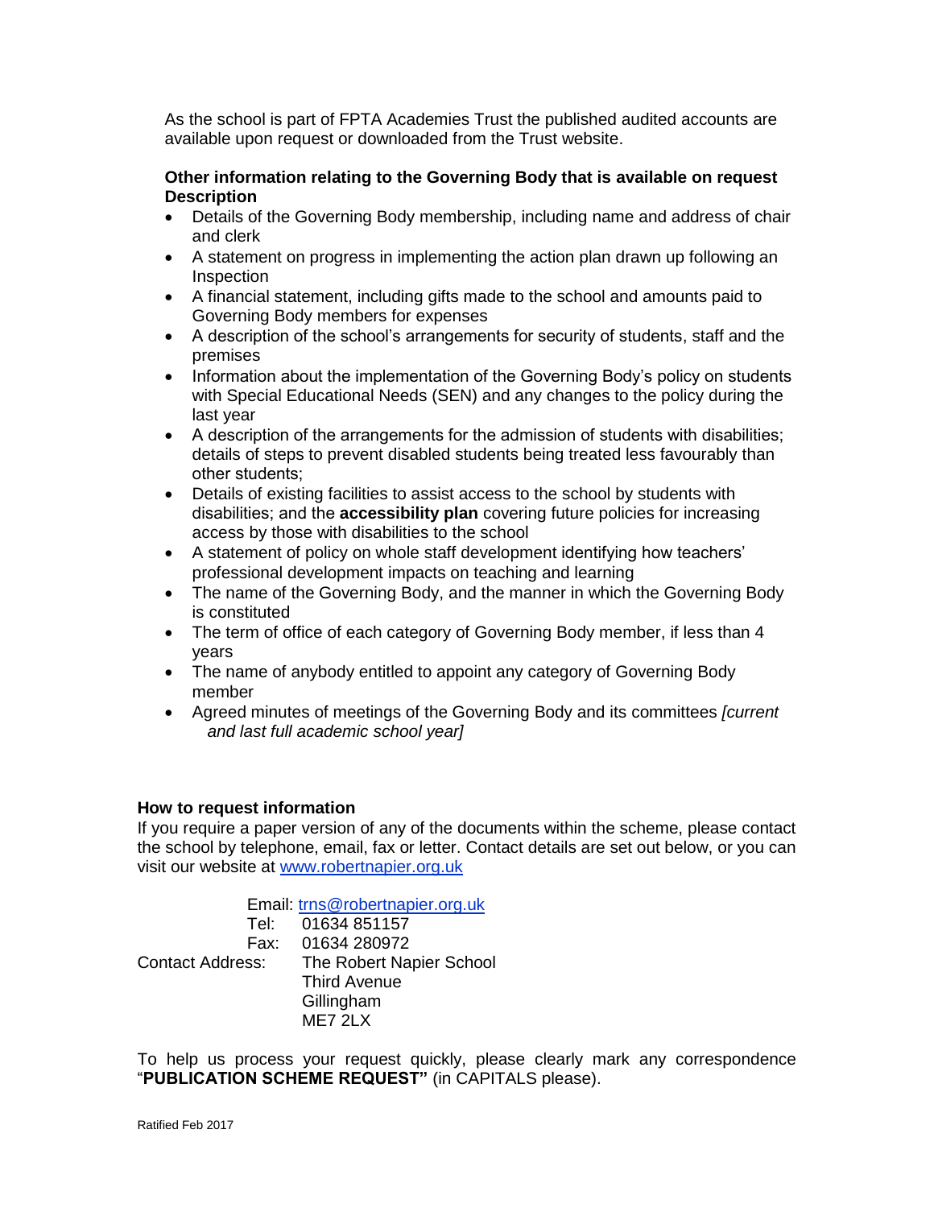As the school is part of FPTA Academies Trust the published audited accounts are available upon request or downloaded from the Trust website.

**Other information relating to the Governing Body that is available on request Description**

- Details of the Governing Body membership, including name and address of chair and clerk
- A statement on progress in implementing the action plan drawn up following an Inspection
- A financial statement, including gifts made to the school and amounts paid to Governing Body members for expenses
- A description of the school's arrangements for security of students, staff and the premises
- Information about the implementation of the Governing Body's policy on students with Special Educational Needs (SEN) and any changes to the policy during the last year
- A description of the arrangements for the admission of students with disabilities; details of steps to prevent disabled students being treated less favourably than other students;
- Details of existing facilities to assist access to the school by students with disabilities; and the **accessibility plan** covering future policies for increasing access by those with disabilities to the school
- A statement of policy on whole staff development identifying how teachers' professional development impacts on teaching and learning
- The name of the Governing Body, and the manner in which the Governing Body is constituted
- The term of office of each category of Governing Body member, if less than 4 years
- The name of anybody entitled to appoint any category of Governing Body member
- Agreed minutes of meetings of the Governing Body and its committees *[current and last full academic school year]*

**How to request information**

If you require a paper version of any of the documents within the scheme, please contact the school by telephone, email, fax or letter. Contact details are set out below, or you can visit our website at www.robertnapier.org.uk

Email: trns@robertnapier.org.uk
Tel: 01634 851157
Fax: 01634 280972
Contact Address: The Robert Napier School
Third Avenue
Gillingham
ME7 2LX

To help us process your request quickly, please clearly mark any correspondence "**PUBLICATION SCHEME REQUEST"** (in CAPITALS please).

Ratified Feb 2017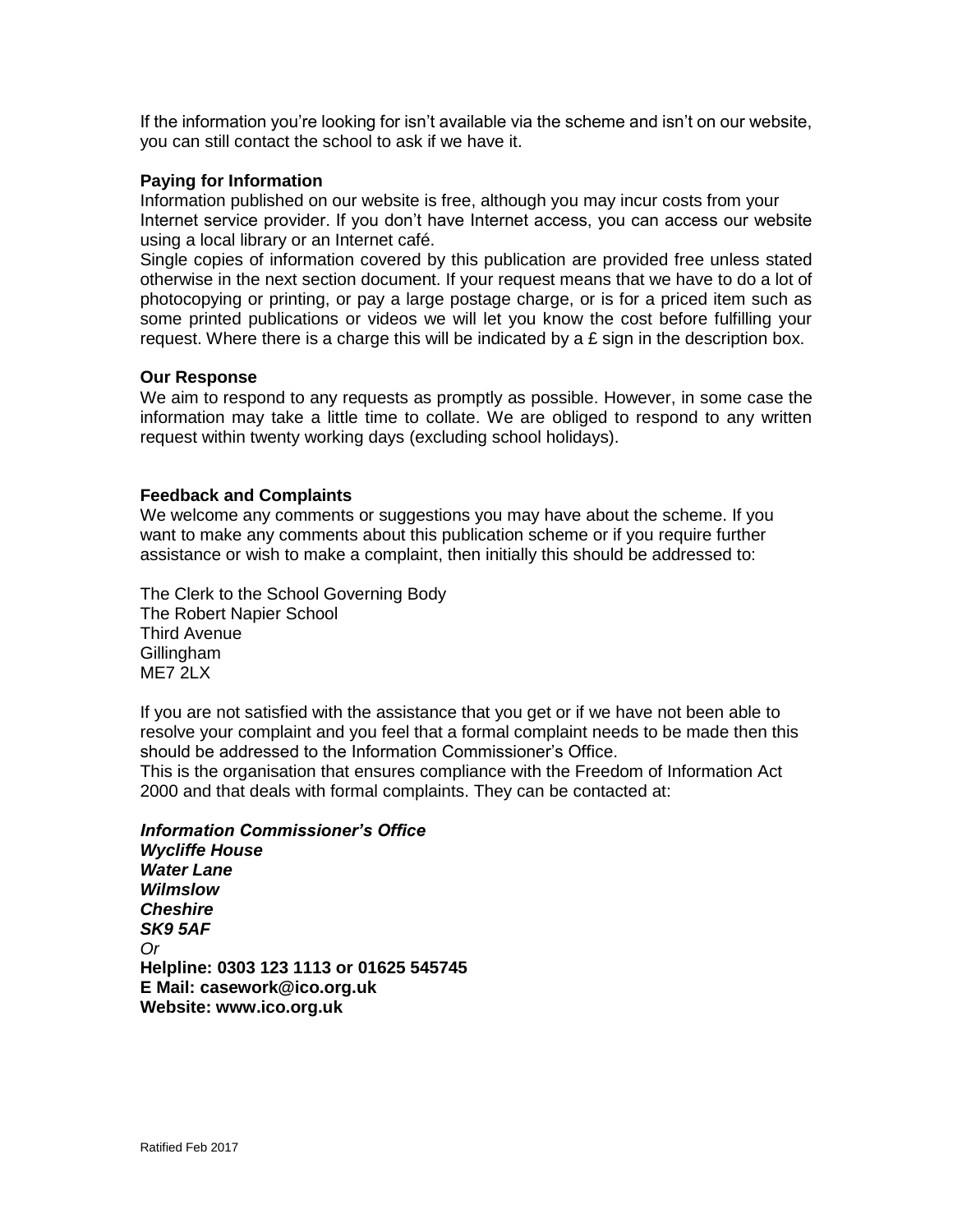If the information you're looking for isn't available via the scheme and isn't on our website, you can still contact the school to ask if we have it.

**Paying for Information**

Information published on our website is free, although you may incur costs from your Internet service provider. If you don't have Internet access, you can access our website using a local library or an Internet café.

Single copies of information covered by this publication are provided free unless stated otherwise in the next section document. If your request means that we have to do a lot of photocopying or printing, or pay a large postage charge, or is for a priced item such as some printed publications or videos we will let you know the cost before fulfilling your request. Where there is a charge this will be indicated by a £ sign in the description box.

**Our Response**

We aim to respond to any requests as promptly as possible. However, in some case the information may take a little time to collate. We are obliged to respond to any written request within twenty working days (excluding school holidays).

**Feedback and Complaints**

We welcome any comments or suggestions you may have about the scheme. If you want to make any comments about this publication scheme or if you require further assistance or wish to make a complaint, then initially this should be addressed to:

The Clerk to the School Governing Body
The Robert Napier School
Third Avenue
Gillingham
ME7 2LX

If you are not satisfied with the assistance that you get or if we have not been able to resolve your complaint and you feel that a formal complaint needs to be made then this should be addressed to the Information Commissioner's Office.

This is the organisation that ensures compliance with the Freedom of Information Act 2000 and that deals with formal complaints. They can be contacted at:

***Information Commissioner's Office***
***Wycliffe House***
***Water Lane***
***Wilmslow***
***Cheshire***
***SK9 5AF***
*Or*
**Helpline: 0303 123 1113 or 01625 545745**
**E Mail: casework@ico.org.uk**
**Website: www.ico.org.uk**

Ratified Feb 2017